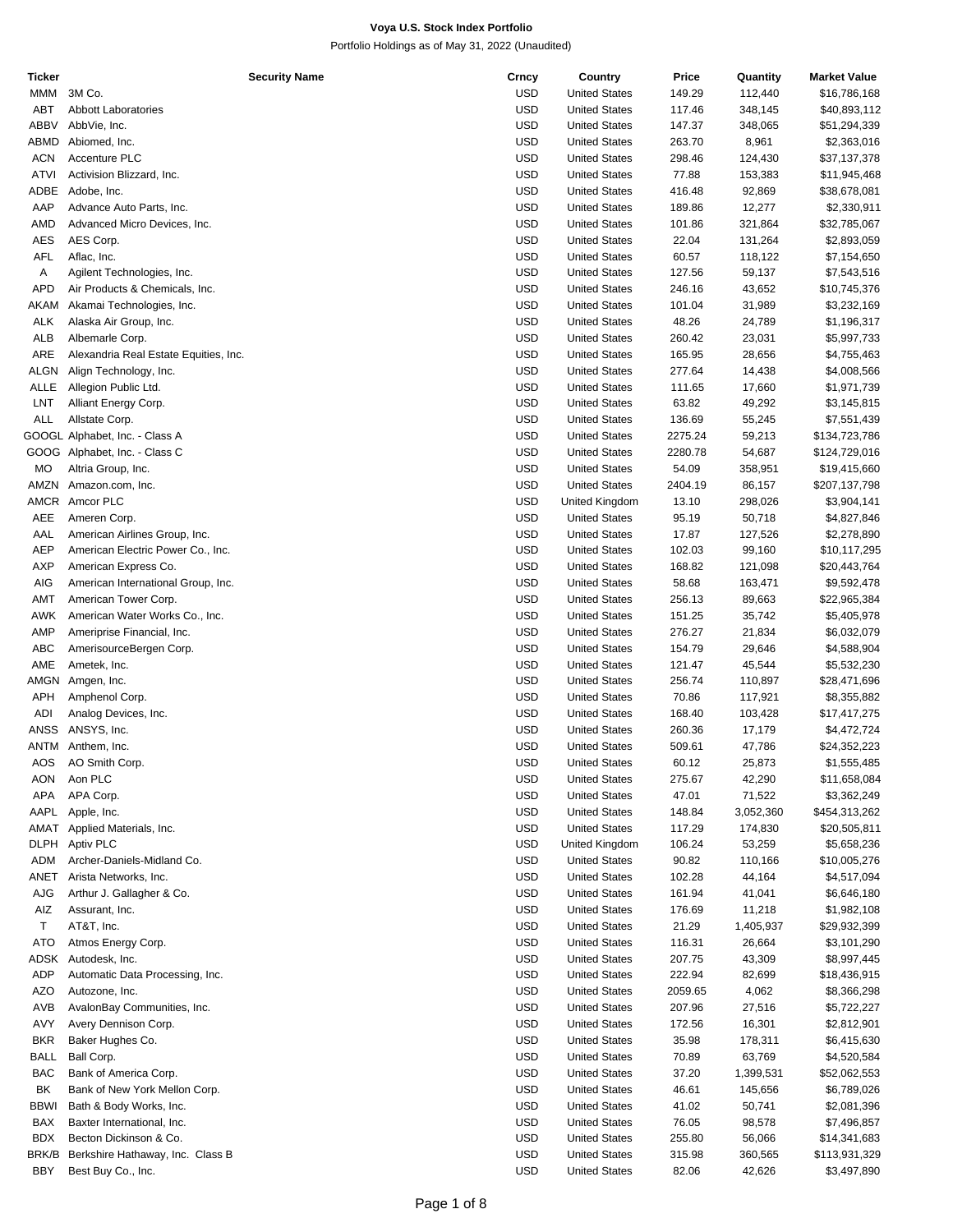# Voya U.S. Stock Index Portfolio

Portfolio Holdings as of May 31, 2022 (Unaudited)

| Ticker | Security Name | Crncy | Country | Price | Quantity | Market Value |
|---|---|---|---|---|---|---|
| MMM | 3M Co. | USD | United States | 149.29 | 112,440 | $16,786,168 |
| ABT | Abbott Laboratories | USD | United States | 117.46 | 348,145 | $40,893,112 |
| ABBV | AbbVie, Inc. | USD | United States | 147.37 | 348,065 | $51,294,339 |
| ABMD | Abiomed, Inc. | USD | United States | 263.70 | 8,961 | $2,363,016 |
| ACN | Accenture PLC | USD | United States | 298.46 | 124,430 | $37,137,378 |
| ATVI | Activision Blizzard, Inc. | USD | United States | 77.88 | 153,383 | $11,945,468 |
| ADBE | Adobe, Inc. | USD | United States | 416.48 | 92,869 | $38,678,081 |
| AAP | Advance Auto Parts, Inc. | USD | United States | 189.86 | 12,277 | $2,330,911 |
| AMD | Advanced Micro Devices, Inc. | USD | United States | 101.86 | 321,864 | $32,785,067 |
| AES | AES Corp. | USD | United States | 22.04 | 131,264 | $2,893,059 |
| AFL | Aflac, Inc. | USD | United States | 60.57 | 118,122 | $7,154,650 |
| A | Agilent Technologies, Inc. | USD | United States | 127.56 | 59,137 | $7,543,516 |
| APD | Air Products & Chemicals, Inc. | USD | United States | 246.16 | 43,652 | $10,745,376 |
| AKAM | Akamai Technologies, Inc. | USD | United States | 101.04 | 31,989 | $3,232,169 |
| ALK | Alaska Air Group, Inc. | USD | United States | 48.26 | 24,789 | $1,196,317 |
| ALB | Albemarle Corp. | USD | United States | 260.42 | 23,031 | $5,997,733 |
| ARE | Alexandria Real Estate Equities, Inc. | USD | United States | 165.95 | 28,656 | $4,755,463 |
| ALGN | Align Technology, Inc. | USD | United States | 277.64 | 14,438 | $4,008,566 |
| ALLE | Allegion Public Ltd. | USD | United States | 111.65 | 17,660 | $1,971,739 |
| LNT | Alliant Energy Corp. | USD | United States | 63.82 | 49,292 | $3,145,815 |
| ALL | Allstate Corp. | USD | United States | 136.69 | 55,245 | $7,551,439 |
| GOOGL | Alphabet, Inc. - Class A | USD | United States | 2275.24 | 59,213 | $134,723,786 |
| GOOG | Alphabet, Inc. - Class C | USD | United States | 2280.78 | 54,687 | $124,729,016 |
| MO | Altria Group, Inc. | USD | United States | 54.09 | 358,951 | $19,415,660 |
| AMZN | Amazon.com, Inc. | USD | United States | 2404.19 | 86,157 | $207,137,798 |
| AMCR | Amcor PLC | USD | United Kingdom | 13.10 | 298,026 | $3,904,141 |
| AEE | Ameren Corp. | USD | United States | 95.19 | 50,718 | $4,827,846 |
| AAL | American Airlines Group, Inc. | USD | United States | 17.87 | 127,526 | $2,278,890 |
| AEP | American Electric Power Co., Inc. | USD | United States | 102.03 | 99,160 | $10,117,295 |
| AXP | American Express Co. | USD | United States | 168.82 | 121,098 | $20,443,764 |
| AIG | American International Group, Inc. | USD | United States | 58.68 | 163,471 | $9,592,478 |
| AMT | American Tower Corp. | USD | United States | 256.13 | 89,663 | $22,965,384 |
| AWK | American Water Works Co., Inc. | USD | United States | 151.25 | 35,742 | $5,405,978 |
| AMP | Ameriprise Financial, Inc. | USD | United States | 276.27 | 21,834 | $6,032,079 |
| ABC | AmerisourceBergen Corp. | USD | United States | 154.79 | 29,646 | $4,588,904 |
| AME | Ametek, Inc. | USD | United States | 121.47 | 45,544 | $5,532,230 |
| AMGN | Amgen, Inc. | USD | United States | 256.74 | 110,897 | $28,471,696 |
| APH | Amphenol Corp. | USD | United States | 70.86 | 117,921 | $8,355,882 |
| ADI | Analog Devices, Inc. | USD | United States | 168.40 | 103,428 | $17,417,275 |
| ANSS | ANSYS, Inc. | USD | United States | 260.36 | 17,179 | $4,472,724 |
| ANTM | Anthem, Inc. | USD | United States | 509.61 | 47,786 | $24,352,223 |
| AOS | AO Smith Corp. | USD | United States | 60.12 | 25,873 | $1,555,485 |
| AON | Aon PLC | USD | United States | 275.67 | 42,290 | $11,658,084 |
| APA | APA Corp. | USD | United States | 47.01 | 71,522 | $3,362,249 |
| AAPL | Apple, Inc. | USD | United States | 148.84 | 3,052,360 | $454,313,262 |
| AMAT | Applied Materials, Inc. | USD | United States | 117.29 | 174,830 | $20,505,811 |
| DLPH | Aptiv PLC | USD | United Kingdom | 106.24 | 53,259 | $5,658,236 |
| ADM | Archer-Daniels-Midland Co. | USD | United States | 90.82 | 110,166 | $10,005,276 |
| ANET | Arista Networks, Inc. | USD | United States | 102.28 | 44,164 | $4,517,094 |
| AJG | Arthur J. Gallagher & Co. | USD | United States | 161.94 | 41,041 | $6,646,180 |
| AIZ | Assurant, Inc. | USD | United States | 176.69 | 11,218 | $1,982,108 |
| T | AT&T, Inc. | USD | United States | 21.29 | 1,405,937 | $29,932,399 |
| ATO | Atmos Energy Corp. | USD | United States | 116.31 | 26,664 | $3,101,290 |
| ADSK | Autodesk, Inc. | USD | United States | 207.75 | 43,309 | $8,997,445 |
| ADP | Automatic Data Processing, Inc. | USD | United States | 222.94 | 82,699 | $18,436,915 |
| AZO | Autozone, Inc. | USD | United States | 2059.65 | 4,062 | $8,366,298 |
| AVB | AvalonBay Communities, Inc. | USD | United States | 207.96 | 27,516 | $5,722,227 |
| AVY | Avery Dennison Corp. | USD | United States | 172.56 | 16,301 | $2,812,901 |
| BKR | Baker Hughes Co. | USD | United States | 35.98 | 178,311 | $6,415,630 |
| BALL | Ball Corp. | USD | United States | 70.89 | 63,769 | $4,520,584 |
| BAC | Bank of America Corp. | USD | United States | 37.20 | 1,399,531 | $52,062,553 |
| BK | Bank of New York Mellon Corp. | USD | United States | 46.61 | 145,656 | $6,789,026 |
| BBWI | Bath & Body Works, Inc. | USD | United States | 41.02 | 50,741 | $2,081,396 |
| BAX | Baxter International, Inc. | USD | United States | 76.05 | 98,578 | $7,496,857 |
| BDX | Becton Dickinson & Co. | USD | United States | 255.80 | 56,066 | $14,341,683 |
| BRK/B | Berkshire Hathaway, Inc. Class B | USD | United States | 315.98 | 360,565 | $113,931,329 |
| BBY | Best Buy Co., Inc. | USD | United States | 82.06 | 42,626 | $3,497,890 |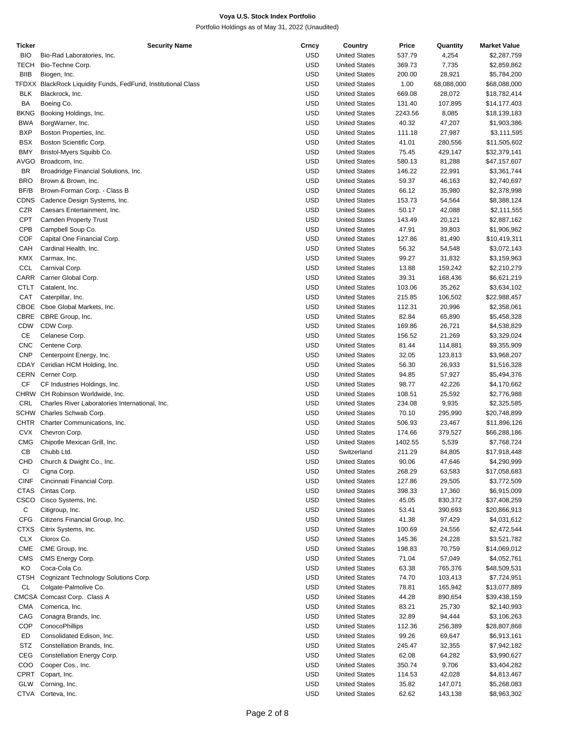# Voya U.S. Stock Index Portfolio

Portfolio Holdings as of May 31, 2022 (Unaudited)

| Ticker | Security Name | Crncy | Country | Price | Quantity | Market Value |
|---|---|---|---|---|---|---|
| BIO | Bio-Rad Laboratories, Inc. | USD | United States | 537.79 | 4,254 | $2,287,759 |
| TECH | Bio-Techne Corp. | USD | United States | 369.73 | 7,735 | $2,859,862 |
| BIIB | Biogen, Inc. | USD | United States | 200.00 | 28,921 | $5,784,200 |
| TFDXX | BlackRock Liquidity Funds, FedFund, Institutional Class | USD | United States | 1.00 | 68,088,000 | $68,088,000 |
| BLK | Blackrock, Inc. | USD | United States | 669.08 | 28,072 | $18,782,414 |
| BA | Boeing Co. | USD | United States | 131.40 | 107,895 | $14,177,403 |
| BKNG | Booking Holdings, Inc. | USD | United States | 2243.56 | 8,085 | $18,139,183 |
| BWA | BorgWarner, Inc. | USD | United States | 40.32 | 47,207 | $1,903,386 |
| BXP | Boston Properties, Inc. | USD | United States | 111.18 | 27,987 | $3,111,595 |
| BSX | Boston Scientific Corp. | USD | United States | 41.01 | 280,556 | $11,505,602 |
| BMY | Bristol-Myers Squibb Co. | USD | United States | 75.45 | 429,147 | $32,379,141 |
| AVGO | Broadcom, Inc. | USD | United States | 580.13 | 81,288 | $47,157,607 |
| BR | Broadridge Financial Solutions, Inc. | USD | United States | 146.22 | 22,991 | $3,361,744 |
| BRO | Brown & Brown, Inc. | USD | United States | 59.37 | 46,163 | $2,740,697 |
| BF/B | Brown-Forman Corp. - Class B | USD | United States | 66.12 | 35,980 | $2,378,998 |
| CDNS | Cadence Design Systems, Inc. | USD | United States | 153.73 | 54,564 | $8,388,124 |
| CZR | Caesars Entertainment, Inc. | USD | United States | 50.17 | 42,088 | $2,111,555 |
| CPT | Camden Property Trust | USD | United States | 143.49 | 20,121 | $2,887,162 |
| CPB | Campbell Soup Co. | USD | United States | 47.91 | 39,803 | $1,906,962 |
| COF | Capital One Financial Corp. | USD | United States | 127.86 | 81,490 | $10,419,311 |
| CAH | Cardinal Health, Inc. | USD | United States | 56.32 | 54,548 | $3,072,143 |
| KMX | Carmax, Inc. | USD | United States | 99.27 | 31,832 | $3,159,963 |
| CCL | Carnival Corp. | USD | United States | 13.88 | 159,242 | $2,210,279 |
| CARR | Carrier Global Corp. | USD | United States | 39.31 | 168,436 | $6,621,219 |
| CTLT | Catalent, Inc. | USD | United States | 103.06 | 35,262 | $3,634,102 |
| CAT | Caterpillar, Inc. | USD | United States | 215.85 | 106,502 | $22,988,457 |
| CBOE | Cboe Global Markets, Inc. | USD | United States | 112.31 | 20,996 | $2,358,061 |
| CBRE | CBRE Group, Inc. | USD | United States | 82.84 | 65,890 | $5,458,328 |
| CDW | CDW Corp. | USD | United States | 169.86 | 26,721 | $4,538,829 |
| CE | Celanese Corp. | USD | United States | 156.52 | 21,269 | $3,329,024 |
| CNC | Centene Corp. | USD | United States | 81.44 | 114,881 | $9,355,909 |
| CNP | Centerpoint Energy, Inc. | USD | United States | 32.05 | 123,813 | $3,968,207 |
| CDAY | Ceridian HCM Holding, Inc. | USD | United States | 56.30 | 26,933 | $1,516,328 |
| CERN | Cerner Corp. | USD | United States | 94.85 | 57,927 | $5,494,376 |
| CF | CF Industries Holdings, Inc. | USD | United States | 98.77 | 42,226 | $4,170,662 |
| CHRW | CH Robinson Worldwide, Inc. | USD | United States | 108.51 | 25,592 | $2,776,988 |
| CRL | Charles River Laboratories International, Inc. | USD | United States | 234.08 | 9,935 | $2,325,585 |
| SCHW | Charles Schwab Corp. | USD | United States | 70.10 | 295,990 | $20,748,899 |
| CHTR | Charter Communications, Inc. | USD | United States | 506.93 | 23,467 | $11,896,126 |
| CVX | Chevron Corp. | USD | United States | 174.66 | 379,527 | $66,288,186 |
| CMG | Chipotle Mexican Grill, Inc. | USD | United States | 1402.55 | 5,539 | $7,768,724 |
| CB | Chubb Ltd. | USD | Switzerland | 211.29 | 84,805 | $17,918,448 |
| CHD | Church & Dwight Co., Inc. | USD | United States | 90.06 | 47,646 | $4,290,999 |
| CI | Cigna Corp. | USD | United States | 268.29 | 63,583 | $17,058,683 |
| CINF | Cincinnati Financial Corp. | USD | United States | 127.86 | 29,505 | $3,772,509 |
| CTAS | Cintas Corp. | USD | United States | 398.33 | 17,360 | $6,915,009 |
| CSCO | Cisco Systems, Inc. | USD | United States | 45.05 | 830,372 | $37,408,259 |
| C | Citigroup, Inc. | USD | United States | 53.41 | 390,693 | $20,866,913 |
| CFG | Citizens Financial Group, Inc. | USD | United States | 41.38 | 97,429 | $4,031,612 |
| CTXS | Citrix Systems, Inc. | USD | United States | 100.69 | 24,556 | $2,472,544 |
| CLX | Clorox Co. | USD | United States | 145.36 | 24,228 | $3,521,782 |
| CME | CME Group, Inc. | USD | United States | 198.83 | 70,759 | $14,069,012 |
| CMS | CMS Energy Corp. | USD | United States | 71.04 | 57,049 | $4,052,761 |
| KO | Coca-Cola Co. | USD | United States | 63.38 | 765,376 | $48,509,531 |
| CTSH | Cognizant Technology Solutions Corp. | USD | United States | 74.70 | 103,413 | $7,724,951 |
| CL | Colgate-Palmolive Co. | USD | United States | 78.81 | 165,942 | $13,077,889 |
| CMCSA | Comcast Corp. Class A | USD | United States | 44.28 | 890,654 | $39,438,159 |
| CMA | Comerica, Inc. | USD | United States | 83.21 | 25,730 | $2,140,993 |
| CAG | Conagra Brands, Inc. | USD | United States | 32.89 | 94,444 | $3,106,263 |
| COP | ConocoPhillips | USD | United States | 112.36 | 256,389 | $28,807,868 |
| ED | Consolidated Edison, Inc. | USD | United States | 99.26 | 69,647 | $6,913,161 |
| STZ | Constellation Brands, Inc. | USD | United States | 245.47 | 32,355 | $7,942,182 |
| CEG | Constellation Energy Corp. | USD | United States | 62.08 | 64,282 | $3,990,627 |
| COO | Cooper Cos., Inc. | USD | United States | 350.74 | 9,706 | $3,404,282 |
| CPRT | Copart, Inc. | USD | United States | 114.53 | 42,028 | $4,813,467 |
| GLW | Corning, Inc. | USD | United States | 35.82 | 147,071 | $5,268,083 |
| CTVA | Corteva, Inc. | USD | United States | 62.62 | 143,138 | $8,963,302 |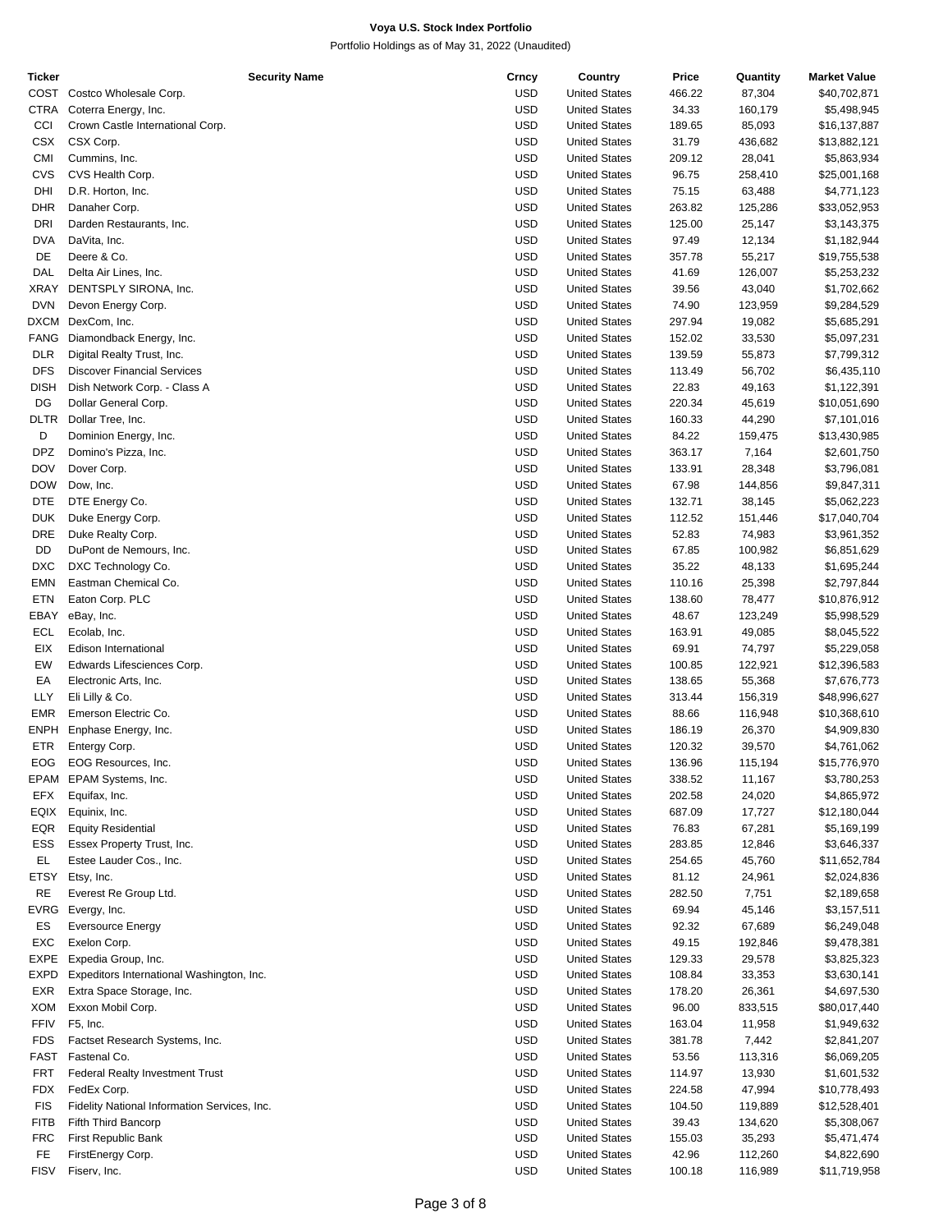**Voya U.S. Stock Index Portfolio**

Portfolio Holdings as of May 31, 2022 (Unaudited)

| Ticker | Security Name | Crncy | Country | Price | Quantity | Market Value |
|---|---|---|---|---|---|---|
| COST | Costco Wholesale Corp. | USD | United States | 466.22 | 87,304 | $40,702,871 |
| CTRA | Coterra Energy, Inc. | USD | United States | 34.33 | 160,179 | $5,498,945 |
| CCI | Crown Castle International Corp. | USD | United States | 189.65 | 85,093 | $16,137,887 |
| CSX | CSX Corp. | USD | United States | 31.79 | 436,682 | $13,882,121 |
| CMI | Cummins, Inc. | USD | United States | 209.12 | 28,041 | $5,863,934 |
| CVS | CVS Health Corp. | USD | United States | 96.75 | 258,410 | $25,001,168 |
| DHI | D.R. Horton, Inc. | USD | United States | 75.15 | 63,488 | $4,771,123 |
| DHR | Danaher Corp. | USD | United States | 263.82 | 125,286 | $33,052,953 |
| DRI | Darden Restaurants, Inc. | USD | United States | 125.00 | 25,147 | $3,143,375 |
| DVA | DaVita, Inc. | USD | United States | 97.49 | 12,134 | $1,182,944 |
| DE | Deere & Co. | USD | United States | 357.78 | 55,217 | $19,755,538 |
| DAL | Delta Air Lines, Inc. | USD | United States | 41.69 | 126,007 | $5,253,232 |
| XRAY | DENTSPLY SIRONA, Inc. | USD | United States | 39.56 | 43,040 | $1,702,662 |
| DVN | Devon Energy Corp. | USD | United States | 74.90 | 123,959 | $9,284,529 |
| DXCM | DexCom, Inc. | USD | United States | 297.94 | 19,082 | $5,685,291 |
| FANG | Diamondback Energy, Inc. | USD | United States | 152.02 | 33,530 | $5,097,231 |
| DLR | Digital Realty Trust, Inc. | USD | United States | 139.59 | 55,873 | $7,799,312 |
| DFS | Discover Financial Services | USD | United States | 113.49 | 56,702 | $6,435,110 |
| DISH | Dish Network Corp. - Class A | USD | United States | 22.83 | 49,163 | $1,122,391 |
| DG | Dollar General Corp. | USD | United States | 220.34 | 45,619 | $10,051,690 |
| DLTR | Dollar Tree, Inc. | USD | United States | 160.33 | 44,290 | $7,101,016 |
| D | Dominion Energy, Inc. | USD | United States | 84.22 | 159,475 | $13,430,985 |
| DPZ | Domino's Pizza, Inc. | USD | United States | 363.17 | 7,164 | $2,601,750 |
| DOV | Dover Corp. | USD | United States | 133.91 | 28,348 | $3,796,081 |
| DOW | Dow, Inc. | USD | United States | 67.98 | 144,856 | $9,847,311 |
| DTE | DTE Energy Co. | USD | United States | 132.71 | 38,145 | $5,062,223 |
| DUK | Duke Energy Corp. | USD | United States | 112.52 | 151,446 | $17,040,704 |
| DRE | Duke Realty Corp. | USD | United States | 52.83 | 74,983 | $3,961,352 |
| DD | DuPont de Nemours, Inc. | USD | United States | 67.85 | 100,982 | $6,851,629 |
| DXC | DXC Technology Co. | USD | United States | 35.22 | 48,133 | $1,695,244 |
| EMN | Eastman Chemical Co. | USD | United States | 110.16 | 25,398 | $2,797,844 |
| ETN | Eaton Corp. PLC | USD | United States | 138.60 | 78,477 | $10,876,912 |
| EBAY | eBay, Inc. | USD | United States | 48.67 | 123,249 | $5,998,529 |
| ECL | Ecolab, Inc. | USD | United States | 163.91 | 49,085 | $8,045,522 |
| EIX | Edison International | USD | United States | 69.91 | 74,797 | $5,229,058 |
| EW | Edwards Lifesciences Corp. | USD | United States | 100.85 | 122,921 | $12,396,583 |
| EA | Electronic Arts, Inc. | USD | United States | 138.65 | 55,368 | $7,676,773 |
| LLY | Eli Lilly & Co. | USD | United States | 313.44 | 156,319 | $48,996,627 |
| EMR | Emerson Electric Co. | USD | United States | 88.66 | 116,948 | $10,368,610 |
| ENPH | Enphase Energy, Inc. | USD | United States | 186.19 | 26,370 | $4,909,830 |
| ETR | Entergy Corp. | USD | United States | 120.32 | 39,570 | $4,761,062 |
| EOG | EOG Resources, Inc. | USD | United States | 136.96 | 115,194 | $15,776,970 |
| EPAM | EPAM Systems, Inc. | USD | United States | 338.52 | 11,167 | $3,780,253 |
| EFX | Equifax, Inc. | USD | United States | 202.58 | 24,020 | $4,865,972 |
| EQIX | Equinix, Inc. | USD | United States | 687.09 | 17,727 | $12,180,044 |
| EQR | Equity Residential | USD | United States | 76.83 | 67,281 | $5,169,199 |
| ESS | Essex Property Trust, Inc. | USD | United States | 283.85 | 12,846 | $3,646,337 |
| EL | Estee Lauder Cos., Inc. | USD | United States | 254.65 | 45,760 | $11,652,784 |
| ETSY | Etsy, Inc. | USD | United States | 81.12 | 24,961 | $2,024,836 |
| RE | Everest Re Group Ltd. | USD | United States | 282.50 | 7,751 | $2,189,658 |
| EVRG | Evergy, Inc. | USD | United States | 69.94 | 45,146 | $3,157,511 |
| ES | Eversource Energy | USD | United States | 92.32 | 67,689 | $6,249,048 |
| EXC | Exelon Corp. | USD | United States | 49.15 | 192,846 | $9,478,381 |
| EXPE | Expedia Group, Inc. | USD | United States | 129.33 | 29,578 | $3,825,323 |
| EXPD | Expeditors International Washington, Inc. | USD | United States | 108.84 | 33,353 | $3,630,141 |
| EXR | Extra Space Storage, Inc. | USD | United States | 178.20 | 26,361 | $4,697,530 |
| XOM | Exxon Mobil Corp. | USD | United States | 96.00 | 833,515 | $80,017,440 |
| FFIV | F5, Inc. | USD | United States | 163.04 | 11,958 | $1,949,632 |
| FDS | Factset Research Systems, Inc. | USD | United States | 381.78 | 7,442 | $2,841,207 |
| FAST | Fastenal Co. | USD | United States | 53.56 | 113,316 | $6,069,205 |
| FRT | Federal Realty Investment Trust | USD | United States | 114.97 | 13,930 | $1,601,532 |
| FDX | FedEx Corp. | USD | United States | 224.58 | 47,994 | $10,778,493 |
| FIS | Fidelity National Information Services, Inc. | USD | United States | 104.50 | 119,889 | $12,528,401 |
| FITB | Fifth Third Bancorp | USD | United States | 39.43 | 134,620 | $5,308,067 |
| FRC | First Republic Bank | USD | United States | 155.03 | 35,293 | $5,471,474 |
| FE | FirstEnergy Corp. | USD | United States | 42.96 | 112,260 | $4,822,690 |
| FISV | Fiserv, Inc. | USD | United States | 100.18 | 116,989 | $11,719,958 |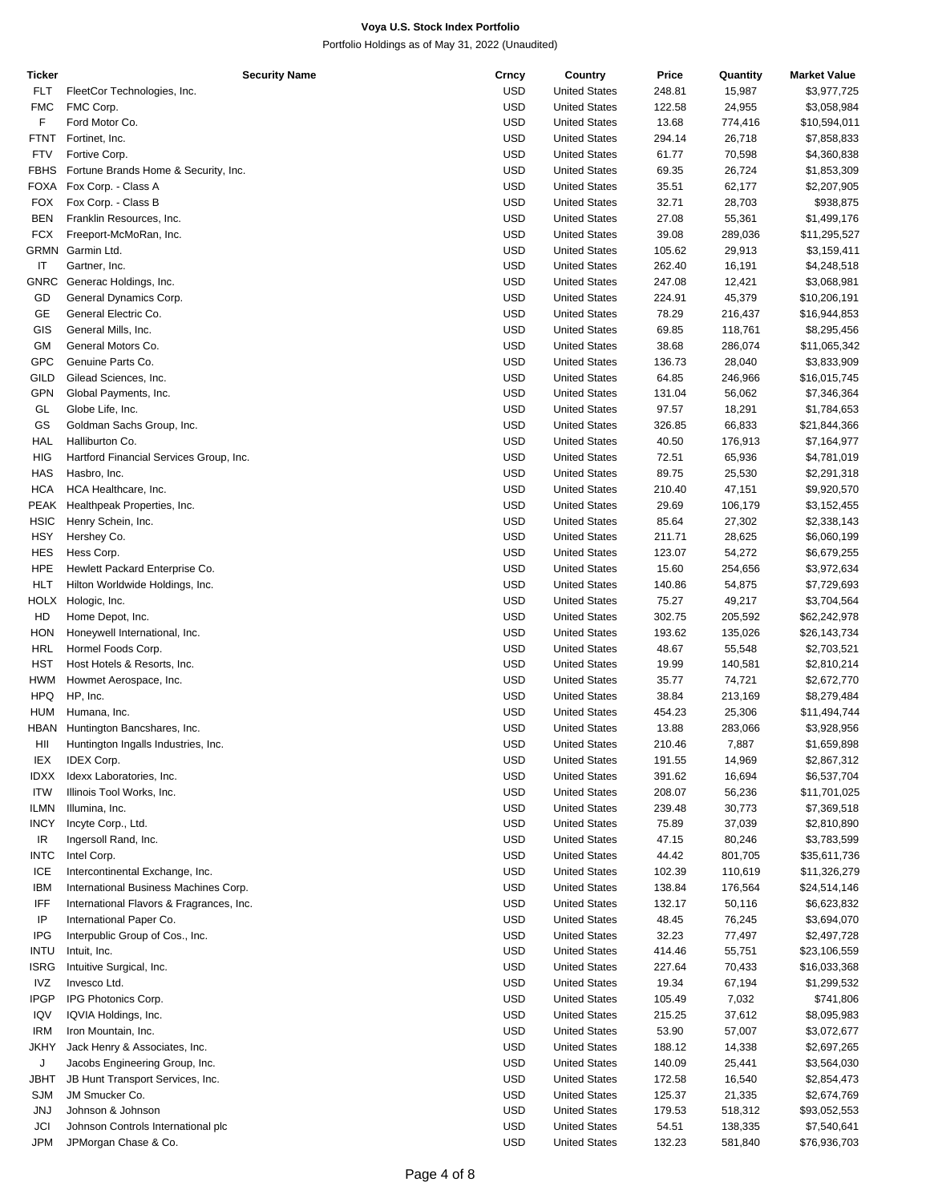**Voya U.S. Stock Index Portfolio**

Portfolio Holdings as of May 31, 2022 (Unaudited)

| Ticker | Security Name | Crncy | Country | Price | Quantity | Market Value |
|---|---|---|---|---|---|---|
| FLT | FleetCor Technologies, Inc. | USD | United States | 248.81 | 15,987 | $3,977,725 |
| FMC | FMC Corp. | USD | United States | 122.58 | 24,955 | $3,058,984 |
| F | Ford Motor Co. | USD | United States | 13.68 | 774,416 | $10,594,011 |
| FTNT | Fortinet, Inc. | USD | United States | 294.14 | 26,718 | $7,858,833 |
| FTV | Fortive Corp. | USD | United States | 61.77 | 70,598 | $4,360,838 |
| FBHS | Fortune Brands Home & Security, Inc. | USD | United States | 69.35 | 26,724 | $1,853,309 |
| FOXA | Fox Corp. - Class A | USD | United States | 35.51 | 62,177 | $2,207,905 |
| FOX | Fox Corp. - Class B | USD | United States | 32.71 | 28,703 | $938,875 |
| BEN | Franklin Resources, Inc. | USD | United States | 27.08 | 55,361 | $1,499,176 |
| FCX | Freeport-McMoRan, Inc. | USD | United States | 39.08 | 289,036 | $11,295,527 |
| GRMN | Garmin Ltd. | USD | United States | 105.62 | 29,913 | $3,159,411 |
| IT | Gartner, Inc. | USD | United States | 262.40 | 16,191 | $4,248,518 |
| GNRC | Generac Holdings, Inc. | USD | United States | 247.08 | 12,421 | $3,068,981 |
| GD | General Dynamics Corp. | USD | United States | 224.91 | 45,379 | $10,206,191 |
| GE | General Electric Co. | USD | United States | 78.29 | 216,437 | $16,944,853 |
| GIS | General Mills, Inc. | USD | United States | 69.85 | 118,761 | $8,295,456 |
| GM | General Motors Co. | USD | United States | 38.68 | 286,074 | $11,065,342 |
| GPC | Genuine Parts Co. | USD | United States | 136.73 | 28,040 | $3,833,909 |
| GILD | Gilead Sciences, Inc. | USD | United States | 64.85 | 246,966 | $16,015,745 |
| GPN | Global Payments, Inc. | USD | United States | 131.04 | 56,062 | $7,346,364 |
| GL | Globe Life, Inc. | USD | United States | 97.57 | 18,291 | $1,784,653 |
| GS | Goldman Sachs Group, Inc. | USD | United States | 326.85 | 66,833 | $21,844,366 |
| HAL | Halliburton Co. | USD | United States | 40.50 | 176,913 | $7,164,977 |
| HIG | Hartford Financial Services Group, Inc. | USD | United States | 72.51 | 65,936 | $4,781,019 |
| HAS | Hasbro, Inc. | USD | United States | 89.75 | 25,530 | $2,291,318 |
| HCA | HCA Healthcare, Inc. | USD | United States | 210.40 | 47,151 | $9,920,570 |
| PEAK | Healthpeak Properties, Inc. | USD | United States | 29.69 | 106,179 | $3,152,455 |
| HSIC | Henry Schein, Inc. | USD | United States | 85.64 | 27,302 | $2,338,143 |
| HSY | Hershey Co. | USD | United States | 211.71 | 28,625 | $6,060,199 |
| HES | Hess Corp. | USD | United States | 123.07 | 54,272 | $6,679,255 |
| HPE | Hewlett Packard Enterprise Co. | USD | United States | 15.60 | 254,656 | $3,972,634 |
| HLT | Hilton Worldwide Holdings, Inc. | USD | United States | 140.86 | 54,875 | $7,729,693 |
| HOLX | Hologic, Inc. | USD | United States | 75.27 | 49,217 | $3,704,564 |
| HD | Home Depot, Inc. | USD | United States | 302.75 | 205,592 | $62,242,978 |
| HON | Honeywell International, Inc. | USD | United States | 193.62 | 135,026 | $26,143,734 |
| HRL | Hormel Foods Corp. | USD | United States | 48.67 | 55,548 | $2,703,521 |
| HST | Host Hotels & Resorts, Inc. | USD | United States | 19.99 | 140,581 | $2,810,214 |
| HWM | Howmet Aerospace, Inc. | USD | United States | 35.77 | 74,721 | $2,672,770 |
| HPQ | HP, Inc. | USD | United States | 38.84 | 213,169 | $8,279,484 |
| HUM | Humana, Inc. | USD | United States | 454.23 | 25,306 | $11,494,744 |
| HBAN | Huntington Bancshares, Inc. | USD | United States | 13.88 | 283,066 | $3,928,956 |
| HII | Huntington Ingalls Industries, Inc. | USD | United States | 210.46 | 7,887 | $1,659,898 |
| IEX | IDEX Corp. | USD | United States | 191.55 | 14,969 | $2,867,312 |
| IDXX | Idexx Laboratories, Inc. | USD | United States | 391.62 | 16,694 | $6,537,704 |
| ITW | Illinois Tool Works, Inc. | USD | United States | 208.07 | 56,236 | $11,701,025 |
| ILMN | Illumina, Inc. | USD | United States | 239.48 | 30,773 | $7,369,518 |
| INCY | Incyte Corp., Ltd. | USD | United States | 75.89 | 37,039 | $2,810,890 |
| IR | Ingersoll Rand, Inc. | USD | United States | 47.15 | 80,246 | $3,783,599 |
| INTC | Intel Corp. | USD | United States | 44.42 | 801,705 | $35,611,736 |
| ICE | Intercontinental Exchange, Inc. | USD | United States | 102.39 | 110,619 | $11,326,279 |
| IBM | International Business Machines Corp. | USD | United States | 138.84 | 176,564 | $24,514,146 |
| IFF | International Flavors & Fragrances, Inc. | USD | United States | 132.17 | 50,116 | $6,623,832 |
| IP | International Paper Co. | USD | United States | 48.45 | 76,245 | $3,694,070 |
| IPG | Interpublic Group of Cos., Inc. | USD | United States | 32.23 | 77,497 | $2,497,728 |
| INTU | Intuit, Inc. | USD | United States | 414.46 | 55,751 | $23,106,559 |
| ISRG | Intuitive Surgical, Inc. | USD | United States | 227.64 | 70,433 | $16,033,368 |
| IVZ | Invesco Ltd. | USD | United States | 19.34 | 67,194 | $1,299,532 |
| IPGP | IPG Photonics Corp. | USD | United States | 105.49 | 7,032 | $741,806 |
| IQV | IQVIA Holdings, Inc. | USD | United States | 215.25 | 37,612 | $8,095,983 |
| IRM | Iron Mountain, Inc. | USD | United States | 53.90 | 57,007 | $3,072,677 |
| JKHY | Jack Henry & Associates, Inc. | USD | United States | 188.12 | 14,338 | $2,697,265 |
| J | Jacobs Engineering Group, Inc. | USD | United States | 140.09 | 25,441 | $3,564,030 |
| JBHT | JB Hunt Transport Services, Inc. | USD | United States | 172.58 | 16,540 | $2,854,473 |
| SJM | JM Smucker Co. | USD | United States | 125.37 | 21,335 | $2,674,769 |
| JNJ | Johnson & Johnson | USD | United States | 179.53 | 518,312 | $93,052,553 |
| JCI | Johnson Controls International plc | USD | United States | 54.51 | 138,335 | $7,540,641 |
| JPM | JPMorgan Chase & Co. | USD | United States | 132.23 | 581,840 | $76,936,703 |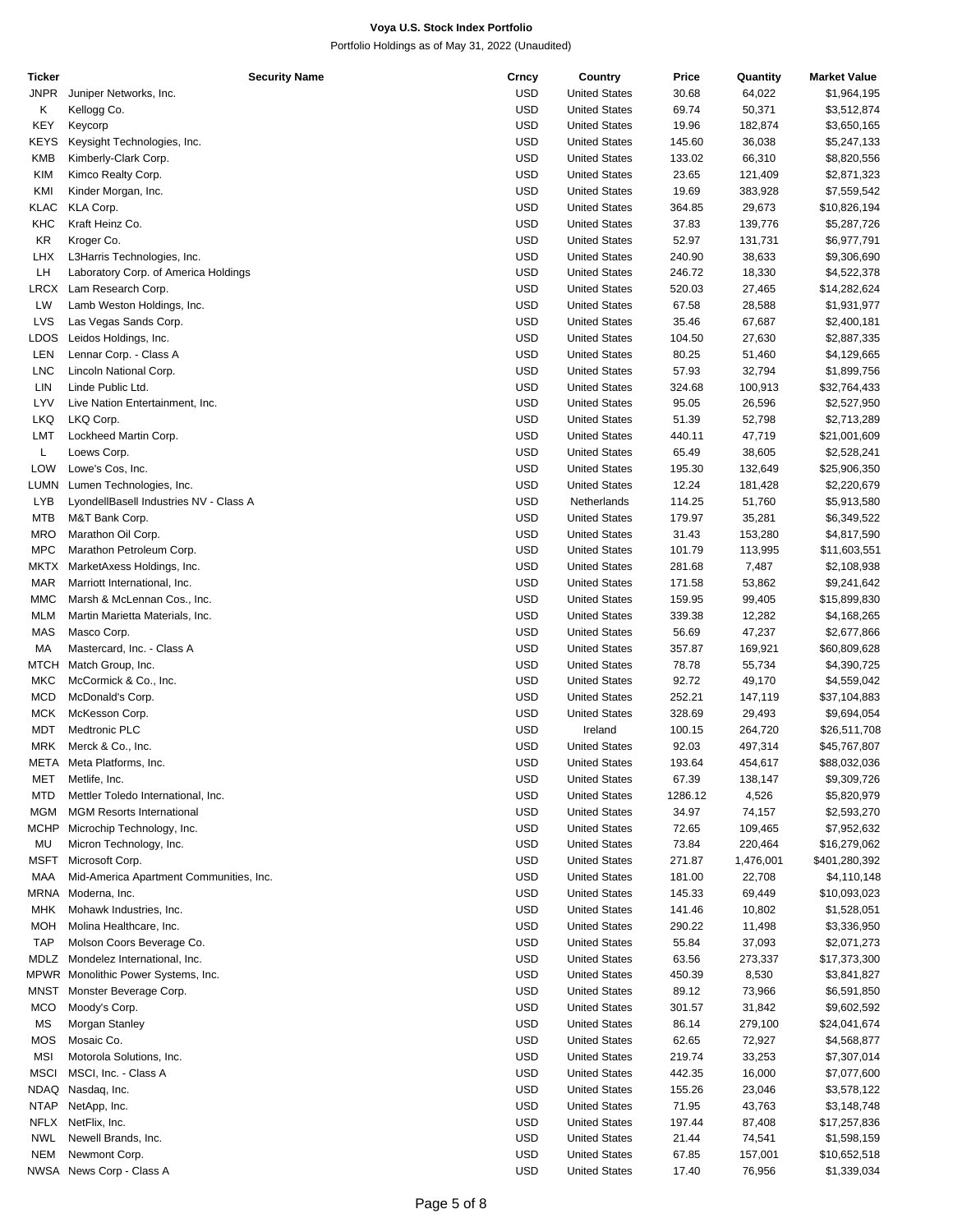**Voya U.S. Stock Index Portfolio**

Portfolio Holdings as of May 31, 2022 (Unaudited)

| Ticker | Security Name | Crncy | Country | Price | Quantity | Market Value |
|---|---|---|---|---|---|---|
| JNPR | Juniper Networks, Inc. | USD | United States | 30.68 | 64,022 | $1,964,195 |
| K | Kellogg Co. | USD | United States | 69.74 | 50,371 | $3,512,874 |
| KEY | Keycorp | USD | United States | 19.96 | 182,874 | $3,650,165 |
| KEYS | Keysight Technologies, Inc. | USD | United States | 145.60 | 36,038 | $5,247,133 |
| KMB | Kimberly-Clark Corp. | USD | United States | 133.02 | 66,310 | $8,820,556 |
| KIM | Kimco Realty Corp. | USD | United States | 23.65 | 121,409 | $2,871,323 |
| KMI | Kinder Morgan, Inc. | USD | United States | 19.69 | 383,928 | $7,559,542 |
| KLAC | KLA Corp. | USD | United States | 364.85 | 29,673 | $10,826,194 |
| KHC | Kraft Heinz Co. | USD | United States | 37.83 | 139,776 | $5,287,726 |
| KR | Kroger Co. | USD | United States | 52.97 | 131,731 | $6,977,791 |
| LHX | L3Harris Technologies, Inc. | USD | United States | 240.90 | 38,633 | $9,306,690 |
| LH | Laboratory Corp. of America Holdings | USD | United States | 246.72 | 18,330 | $4,522,378 |
| LRCX | Lam Research Corp. | USD | United States | 520.03 | 27,465 | $14,282,624 |
| LW | Lamb Weston Holdings, Inc. | USD | United States | 67.58 | 28,588 | $1,931,977 |
| LVS | Las Vegas Sands Corp. | USD | United States | 35.46 | 67,687 | $2,400,181 |
| LDOS | Leidos Holdings, Inc. | USD | United States | 104.50 | 27,630 | $2,887,335 |
| LEN | Lennar Corp. - Class A | USD | United States | 80.25 | 51,460 | $4,129,665 |
| LNC | Lincoln National Corp. | USD | United States | 57.93 | 32,794 | $1,899,756 |
| LIN | Linde Public Ltd. | USD | United States | 324.68 | 100,913 | $32,764,433 |
| LYV | Live Nation Entertainment, Inc. | USD | United States | 95.05 | 26,596 | $2,527,950 |
| LKQ | LKQ Corp. | USD | United States | 51.39 | 52,798 | $2,713,289 |
| LMT | Lockheed Martin Corp. | USD | United States | 440.11 | 47,719 | $21,001,609 |
| L | Loews Corp. | USD | United States | 65.49 | 38,605 | $2,528,241 |
| LOW | Lowe's Cos, Inc. | USD | United States | 195.30 | 132,649 | $25,906,350 |
| LUMN | Lumen Technologies, Inc. | USD | United States | 12.24 | 181,428 | $2,220,679 |
| LYB | LyondellBasell Industries NV - Class A | USD | Netherlands | 114.25 | 51,760 | $5,913,580 |
| MTB | M&T Bank Corp. | USD | United States | 179.97 | 35,281 | $6,349,522 |
| MRO | Marathon Oil Corp. | USD | United States | 31.43 | 153,280 | $4,817,590 |
| MPC | Marathon Petroleum Corp. | USD | United States | 101.79 | 113,995 | $11,603,551 |
| MKTX | MarketAxess Holdings, Inc. | USD | United States | 281.68 | 7,487 | $2,108,938 |
| MAR | Marriott International, Inc. | USD | United States | 171.58 | 53,862 | $9,241,642 |
| MMC | Marsh & McLennan Cos., Inc. | USD | United States | 159.95 | 99,405 | $15,899,830 |
| MLM | Martin Marietta Materials, Inc. | USD | United States | 339.38 | 12,282 | $4,168,265 |
| MAS | Masco Corp. | USD | United States | 56.69 | 47,237 | $2,677,866 |
| MA | Mastercard, Inc. - Class A | USD | United States | 357.87 | 169,921 | $60,809,628 |
| MTCH | Match Group, Inc. | USD | United States | 78.78 | 55,734 | $4,390,725 |
| MKC | McCormick & Co., Inc. | USD | United States | 92.72 | 49,170 | $4,559,042 |
| MCD | McDonald's Corp. | USD | United States | 252.21 | 147,119 | $37,104,883 |
| MCK | McKesson Corp. | USD | United States | 328.69 | 29,493 | $9,694,054 |
| MDT | Medtronic PLC | USD | Ireland | 100.15 | 264,720 | $26,511,708 |
| MRK | Merck & Co., Inc. | USD | United States | 92.03 | 497,314 | $45,767,807 |
| META | Meta Platforms, Inc. | USD | United States | 193.64 | 454,617 | $88,032,036 |
| MET | Metlife, Inc. | USD | United States | 67.39 | 138,147 | $9,309,726 |
| MTD | Mettler Toledo International, Inc. | USD | United States | 1286.12 | 4,526 | $5,820,979 |
| MGM | MGM Resorts International | USD | United States | 34.97 | 74,157 | $2,593,270 |
| MCHP | Microchip Technology, Inc. | USD | United States | 72.65 | 109,465 | $7,952,632 |
| MU | Micron Technology, Inc. | USD | United States | 73.84 | 220,464 | $16,279,062 |
| MSFT | Microsoft Corp. | USD | United States | 271.87 | 1,476,001 | $401,280,392 |
| MAA | Mid-America Apartment Communities, Inc. | USD | United States | 181.00 | 22,708 | $4,110,148 |
| MRNA | Moderna, Inc. | USD | United States | 145.33 | 69,449 | $10,093,023 |
| MHK | Mohawk Industries, Inc. | USD | United States | 141.46 | 10,802 | $1,528,051 |
| MOH | Molina Healthcare, Inc. | USD | United States | 290.22 | 11,498 | $3,336,950 |
| TAP | Molson Coors Beverage Co. | USD | United States | 55.84 | 37,093 | $2,071,273 |
| MDLZ | Mondelez International, Inc. | USD | United States | 63.56 | 273,337 | $17,373,300 |
| MPWR | Monolithic Power Systems, Inc. | USD | United States | 450.39 | 8,530 | $3,841,827 |
| MNST | Monster Beverage Corp. | USD | United States | 89.12 | 73,966 | $6,591,850 |
| MCO | Moody's Corp. | USD | United States | 301.57 | 31,842 | $9,602,592 |
| MS | Morgan Stanley | USD | United States | 86.14 | 279,100 | $24,041,674 |
| MOS | Mosaic Co. | USD | United States | 62.65 | 72,927 | $4,568,877 |
| MSI | Motorola Solutions, Inc. | USD | United States | 219.74 | 33,253 | $7,307,014 |
| MSCI | MSCI, Inc. - Class A | USD | United States | 442.35 | 16,000 | $7,077,600 |
| NDAQ | Nasdaq, Inc. | USD | United States | 155.26 | 23,046 | $3,578,122 |
| NTAP | NetApp, Inc. | USD | United States | 71.95 | 43,763 | $3,148,748 |
| NFLX | NetFlix, Inc. | USD | United States | 197.44 | 87,408 | $17,257,836 |
| NWL | Newell Brands, Inc. | USD | United States | 21.44 | 74,541 | $1,598,159 |
| NEM | Newmont Corp. | USD | United States | 67.85 | 157,001 | $10,652,518 |
| NWSA | News Corp - Class A | USD | United States | 17.40 | 76,956 | $1,339,034 |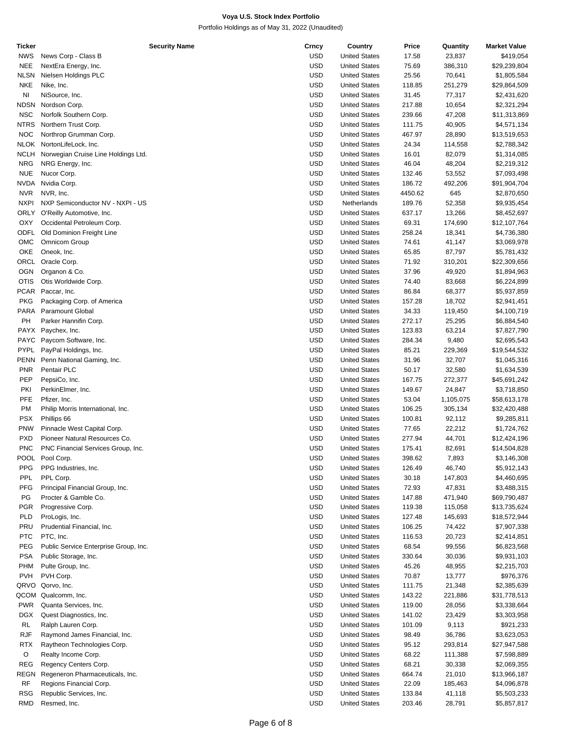**Voya U.S. Stock Index Portfolio**

Portfolio Holdings as of May 31, 2022 (Unaudited)

| Ticker | Security Name | Crncy | Country | Price | Quantity | Market Value |
|---|---|---|---|---|---|---|
| NWS | News Corp - Class B | USD | United States | 17.58 | 23,837 | $419,054 |
| NEE | NextEra Energy, Inc. | USD | United States | 75.69 | 386,310 | $29,239,804 |
| NLSN | Nielsen Holdings PLC | USD | United States | 25.56 | 70,641 | $1,805,584 |
| NKE | Nike, Inc. | USD | United States | 118.85 | 251,279 | $29,864,509 |
| NI | NiSource, Inc. | USD | United States | 31.45 | 77,317 | $2,431,620 |
| NDSN | Nordson Corp. | USD | United States | 217.88 | 10,654 | $2,321,294 |
| NSC | Norfolk Southern Corp. | USD | United States | 239.66 | 47,208 | $11,313,869 |
| NTRS | Northern Trust Corp. | USD | United States | 111.75 | 40,905 | $4,571,134 |
| NOC | Northrop Grumman Corp. | USD | United States | 467.97 | 28,890 | $13,519,653 |
| NLOK | NortonLifeLock, Inc. | USD | United States | 24.34 | 114,558 | $2,788,342 |
| NCLH | Norwegian Cruise Line Holdings Ltd. | USD | United States | 16.01 | 82,079 | $1,314,085 |
| NRG | NRG Energy, Inc. | USD | United States | 46.04 | 48,204 | $2,219,312 |
| NUE | Nucor Corp. | USD | United States | 132.46 | 53,552 | $7,093,498 |
| NVDA | Nvidia Corp. | USD | United States | 186.72 | 492,206 | $91,904,704 |
| NVR | NVR, Inc. | USD | United States | 4450.62 | 645 | $2,870,650 |
| NXPI | NXP Semiconductor NV - NXPI - US | USD | Netherlands | 189.76 | 52,358 | $9,935,454 |
| ORLY | O'Reilly Automotive, Inc. | USD | United States | 637.17 | 13,266 | $8,452,697 |
| OXY | Occidental Petroleum Corp. | USD | United States | 69.31 | 174,690 | $12,107,764 |
| ODFL | Old Dominion Freight Line | USD | United States | 258.24 | 18,341 | $4,736,380 |
| OMC | Omnicom Group | USD | United States | 74.61 | 41,147 | $3,069,978 |
| OKE | Oneok, Inc. | USD | United States | 65.85 | 87,797 | $5,781,432 |
| ORCL | Oracle Corp. | USD | United States | 71.92 | 310,201 | $22,309,656 |
| OGN | Organon & Co. | USD | United States | 37.96 | 49,920 | $1,894,963 |
| OTIS | Otis Worldwide Corp. | USD | United States | 74.40 | 83,668 | $6,224,899 |
| PCAR | Paccar, Inc. | USD | United States | 86.84 | 68,377 | $5,937,859 |
| PKG | Packaging Corp. of America | USD | United States | 157.28 | 18,702 | $2,941,451 |
| PARA | Paramount Global | USD | United States | 34.33 | 119,450 | $4,100,719 |
| PH | Parker Hannifin Corp. | USD | United States | 272.17 | 25,295 | $6,884,540 |
| PAYX | Paychex, Inc. | USD | United States | 123.83 | 63,214 | $7,827,790 |
| PAYC | Paycom Software, Inc. | USD | United States | 284.34 | 9,480 | $2,695,543 |
| PYPL | PayPal Holdings, Inc. | USD | United States | 85.21 | 229,369 | $19,544,532 |
| PENN | Penn National Gaming, Inc. | USD | United States | 31.96 | 32,707 | $1,045,316 |
| PNR | Pentair PLC | USD | United States | 50.17 | 32,580 | $1,634,539 |
| PEP | PepsiCo, Inc. | USD | United States | 167.75 | 272,377 | $45,691,242 |
| PKI | PerkinElmer, Inc. | USD | United States | 149.67 | 24,847 | $3,718,850 |
| PFE | Pfizer, Inc. | USD | United States | 53.04 | 1,105,075 | $58,613,178 |
| PM | Philip Morris International, Inc. | USD | United States | 106.25 | 305,134 | $32,420,488 |
| PSX | Phillips 66 | USD | United States | 100.81 | 92,112 | $9,285,811 |
| PNW | Pinnacle West Capital Corp. | USD | United States | 77.65 | 22,212 | $1,724,762 |
| PXD | Pioneer Natural Resources Co. | USD | United States | 277.94 | 44,701 | $12,424,196 |
| PNC | PNC Financial Services Group, Inc. | USD | United States | 175.41 | 82,691 | $14,504,828 |
| POOL | Pool Corp. | USD | United States | 398.62 | 7,893 | $3,146,308 |
| PPG | PPG Industries, Inc. | USD | United States | 126.49 | 46,740 | $5,912,143 |
| PPL | PPL Corp. | USD | United States | 30.18 | 147,803 | $4,460,695 |
| PFG | Principal Financial Group, Inc. | USD | United States | 72.93 | 47,831 | $3,488,315 |
| PG | Procter & Gamble Co. | USD | United States | 147.88 | 471,940 | $69,790,487 |
| PGR | Progressive Corp. | USD | United States | 119.38 | 115,058 | $13,735,624 |
| PLD | ProLogis, Inc. | USD | United States | 127.48 | 145,693 | $18,572,944 |
| PRU | Prudential Financial, Inc. | USD | United States | 106.25 | 74,422 | $7,907,338 |
| PTC | PTC, Inc. | USD | United States | 116.53 | 20,723 | $2,414,851 |
| PEG | Public Service Enterprise Group, Inc. | USD | United States | 68.54 | 99,556 | $6,823,568 |
| PSA | Public Storage, Inc. | USD | United States | 330.64 | 30,036 | $9,931,103 |
| PHM | Pulte Group, Inc. | USD | United States | 45.26 | 48,955 | $2,215,703 |
| PVH | PVH Corp. | USD | United States | 70.87 | 13,777 | $976,376 |
| QRVO | Qorvo, Inc. | USD | United States | 111.75 | 21,348 | $2,385,639 |
| QCOM | Qualcomm, Inc. | USD | United States | 143.22 | 221,886 | $31,778,513 |
| PWR | Quanta Services, Inc. | USD | United States | 119.00 | 28,056 | $3,338,664 |
| DGX | Quest Diagnostics, Inc. | USD | United States | 141.02 | 23,429 | $3,303,958 |
| RL | Ralph Lauren Corp. | USD | United States | 101.09 | 9,113 | $921,233 |
| RJF | Raymond James Financial, Inc. | USD | United States | 98.49 | 36,786 | $3,623,053 |
| RTX | Raytheon Technologies Corp. | USD | United States | 95.12 | 293,814 | $27,947,588 |
| O | Realty Income Corp. | USD | United States | 68.22 | 111,388 | $7,598,889 |
| REG | Regency Centers Corp. | USD | United States | 68.21 | 30,338 | $2,069,355 |
| REGN | Regeneron Pharmaceuticals, Inc. | USD | United States | 664.74 | 21,010 | $13,966,187 |
| RF | Regions Financial Corp. | USD | United States | 22.09 | 185,463 | $4,096,878 |
| RSG | Republic Services, Inc. | USD | United States | 133.84 | 41,118 | $5,503,233 |
| RMD | Resmed, Inc. | USD | United States | 203.46 | 28,791 | $5,857,817 |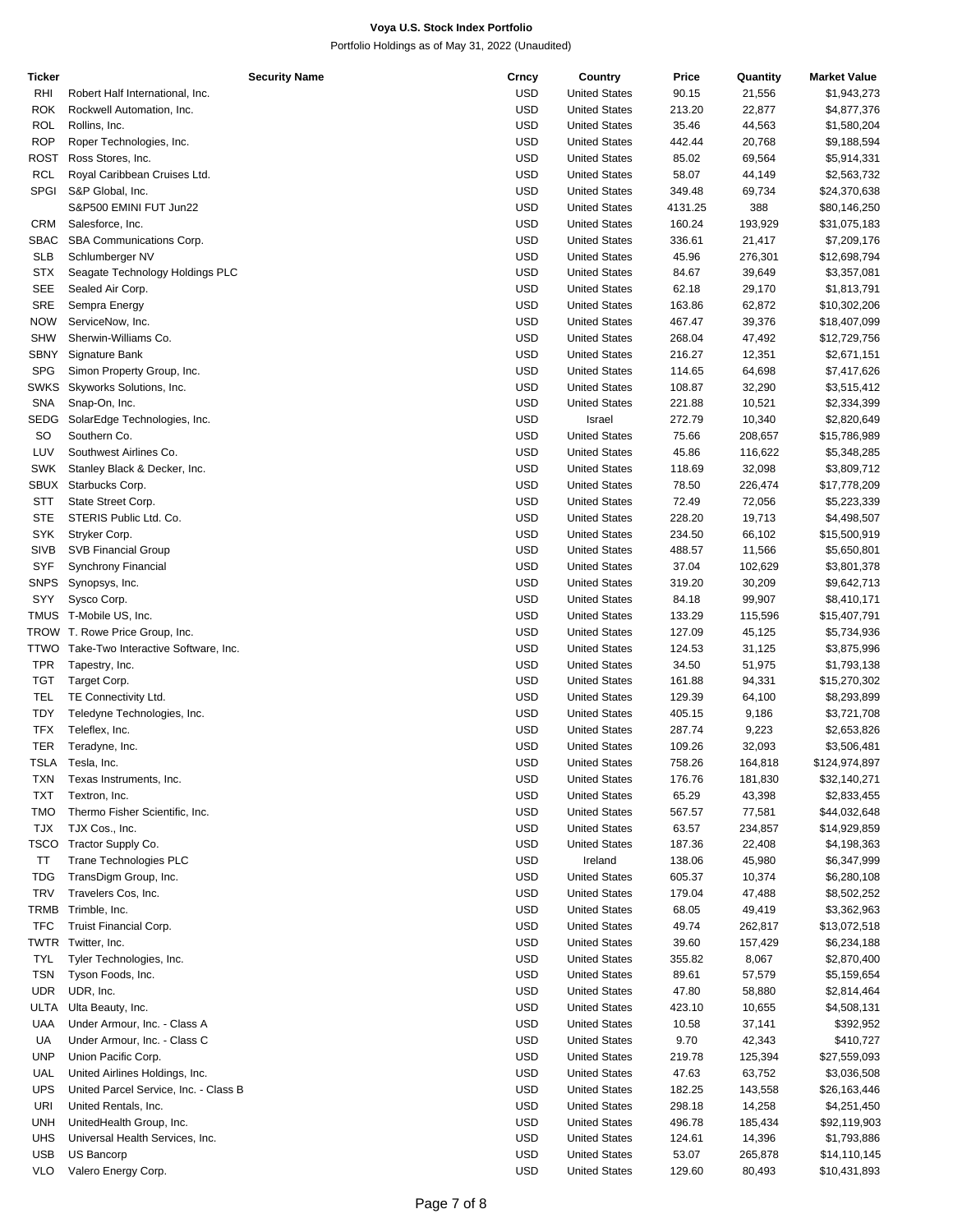**Voya U.S. Stock Index Portfolio**

Portfolio Holdings as of May 31, 2022 (Unaudited)

| Ticker | Security Name | Crncy | Country | Price | Quantity | Market Value |
|---|---|---|---|---|---|---|
| RHI | Robert Half International, Inc. | USD | United States | 90.15 | 21,556 | $1,943,273 |
| ROK | Rockwell Automation, Inc. | USD | United States | 213.20 | 22,877 | $4,877,376 |
| ROL | Rollins, Inc. | USD | United States | 35.46 | 44,563 | $1,580,204 |
| ROP | Roper Technologies, Inc. | USD | United States | 442.44 | 20,768 | $9,188,594 |
| ROST | Ross Stores, Inc. | USD | United States | 85.02 | 69,564 | $5,914,331 |
| RCL | Royal Caribbean Cruises Ltd. | USD | United States | 58.07 | 44,149 | $2,563,732 |
| SPGI | S&P Global, Inc. | USD | United States | 349.48 | 69,734 | $24,370,638 |
| | S&P500 EMINI FUT Jun22 | USD | United States | 4131.25 | 388 | $80,146,250 |
| CRM | Salesforce, Inc. | USD | United States | 160.24 | 193,929 | $31,075,183 |
| SBAC | SBA Communications Corp. | USD | United States | 336.61 | 21,417 | $7,209,176 |
| SLB | Schlumberger NV | USD | United States | 45.96 | 276,301 | $12,698,794 |
| STX | Seagate Technology Holdings PLC | USD | United States | 84.67 | 39,649 | $3,357,081 |
| SEE | Sealed Air Corp. | USD | United States | 62.18 | 29,170 | $1,813,791 |
| SRE | Sempra Energy | USD | United States | 163.86 | 62,872 | $10,302,206 |
| NOW | ServiceNow, Inc. | USD | United States | 467.47 | 39,376 | $18,407,099 |
| SHW | Sherwin-Williams Co. | USD | United States | 268.04 | 47,492 | $12,729,756 |
| SBNY | Signature Bank | USD | United States | 216.27 | 12,351 | $2,671,151 |
| SPG | Simon Property Group, Inc. | USD | United States | 114.65 | 64,698 | $7,417,626 |
| SWKS | Skyworks Solutions, Inc. | USD | United States | 108.87 | 32,290 | $3,515,412 |
| SNA | Snap-On, Inc. | USD | United States | 221.88 | 10,521 | $2,334,399 |
| SEDG | SolarEdge Technologies, Inc. | USD | Israel | 272.79 | 10,340 | $2,820,649 |
| SO | Southern Co. | USD | United States | 75.66 | 208,657 | $15,786,989 |
| LUV | Southwest Airlines Co. | USD | United States | 45.86 | 116,622 | $5,348,285 |
| SWK | Stanley Black & Decker, Inc. | USD | United States | 118.69 | 32,098 | $3,809,712 |
| SBUX | Starbucks Corp. | USD | United States | 78.50 | 226,474 | $17,778,209 |
| STT | State Street Corp. | USD | United States | 72.49 | 72,056 | $5,223,339 |
| STE | STERIS Public Ltd. Co. | USD | United States | 228.20 | 19,713 | $4,498,507 |
| SYK | Stryker Corp. | USD | United States | 234.50 | 66,102 | $15,500,919 |
| SIVB | SVB Financial Group | USD | United States | 488.57 | 11,566 | $5,650,801 |
| SYF | Synchrony Financial | USD | United States | 37.04 | 102,629 | $3,801,378 |
| SNPS | Synopsys, Inc. | USD | United States | 319.20 | 30,209 | $9,642,713 |
| SYY | Sysco Corp. | USD | United States | 84.18 | 99,907 | $8,410,171 |
| TMUS | T-Mobile US, Inc. | USD | United States | 133.29 | 115,596 | $15,407,791 |
| TROW | T. Rowe Price Group, Inc. | USD | United States | 127.09 | 45,125 | $5,734,936 |
| TTWO | Take-Two Interactive Software, Inc. | USD | United States | 124.53 | 31,125 | $3,875,996 |
| TPR | Tapestry, Inc. | USD | United States | 34.50 | 51,975 | $1,793,138 |
| TGT | Target Corp. | USD | United States | 161.88 | 94,331 | $15,270,302 |
| TEL | TE Connectivity Ltd. | USD | United States | 129.39 | 64,100 | $8,293,899 |
| TDY | Teledyne Technologies, Inc. | USD | United States | 405.15 | 9,186 | $3,721,708 |
| TFX | Teleflex, Inc. | USD | United States | 287.74 | 9,223 | $2,653,826 |
| TER | Teradyne, Inc. | USD | United States | 109.26 | 32,093 | $3,506,481 |
| TSLA | Tesla, Inc. | USD | United States | 758.26 | 164,818 | $124,974,897 |
| TXN | Texas Instruments, Inc. | USD | United States | 176.76 | 181,830 | $32,140,271 |
| TXT | Textron, Inc. | USD | United States | 65.29 | 43,398 | $2,833,455 |
| TMO | Thermo Fisher Scientific, Inc. | USD | United States | 567.57 | 77,581 | $44,032,648 |
| TJX | TJX Cos., Inc. | USD | United States | 63.57 | 234,857 | $14,929,859 |
| TSCO | Tractor Supply Co. | USD | United States | 187.36 | 22,408 | $4,198,363 |
| TT | Trane Technologies PLC | USD | Ireland | 138.06 | 45,980 | $6,347,999 |
| TDG | TransDigm Group, Inc. | USD | United States | 605.37 | 10,374 | $6,280,108 |
| TRV | Travelers Cos, Inc. | USD | United States | 179.04 | 47,488 | $8,502,252 |
| TRMB | Trimble, Inc. | USD | United States | 68.05 | 49,419 | $3,362,963 |
| TFC | Truist Financial Corp. | USD | United States | 49.74 | 262,817 | $13,072,518 |
| TWTR | Twitter, Inc. | USD | United States | 39.60 | 157,429 | $6,234,188 |
| TYL | Tyler Technologies, Inc. | USD | United States | 355.82 | 8,067 | $2,870,400 |
| TSN | Tyson Foods, Inc. | USD | United States | 89.61 | 57,579 | $5,159,654 |
| UDR | UDR, Inc. | USD | United States | 47.80 | 58,880 | $2,814,464 |
| ULTA | Ulta Beauty, Inc. | USD | United States | 423.10 | 10,655 | $4,508,131 |
| UAA | Under Armour, Inc. - Class A | USD | United States | 10.58 | 37,141 | $392,952 |
| UA | Under Armour, Inc. - Class C | USD | United States | 9.70 | 42,343 | $410,727 |
| UNP | Union Pacific Corp. | USD | United States | 219.78 | 125,394 | $27,559,093 |
| UAL | United Airlines Holdings, Inc. | USD | United States | 47.63 | 63,752 | $3,036,508 |
| UPS | United Parcel Service, Inc. - Class B | USD | United States | 182.25 | 143,558 | $26,163,446 |
| URI | United Rentals, Inc. | USD | United States | 298.18 | 14,258 | $4,251,450 |
| UNH | UnitedHealth Group, Inc. | USD | United States | 496.78 | 185,434 | $92,119,903 |
| UHS | Universal Health Services, Inc. | USD | United States | 124.61 | 14,396 | $1,793,886 |
| USB | US Bancorp | USD | United States | 53.07 | 265,878 | $14,110,145 |
| VLO | Valero Energy Corp. | USD | United States | 129.60 | 80,493 | $10,431,893 |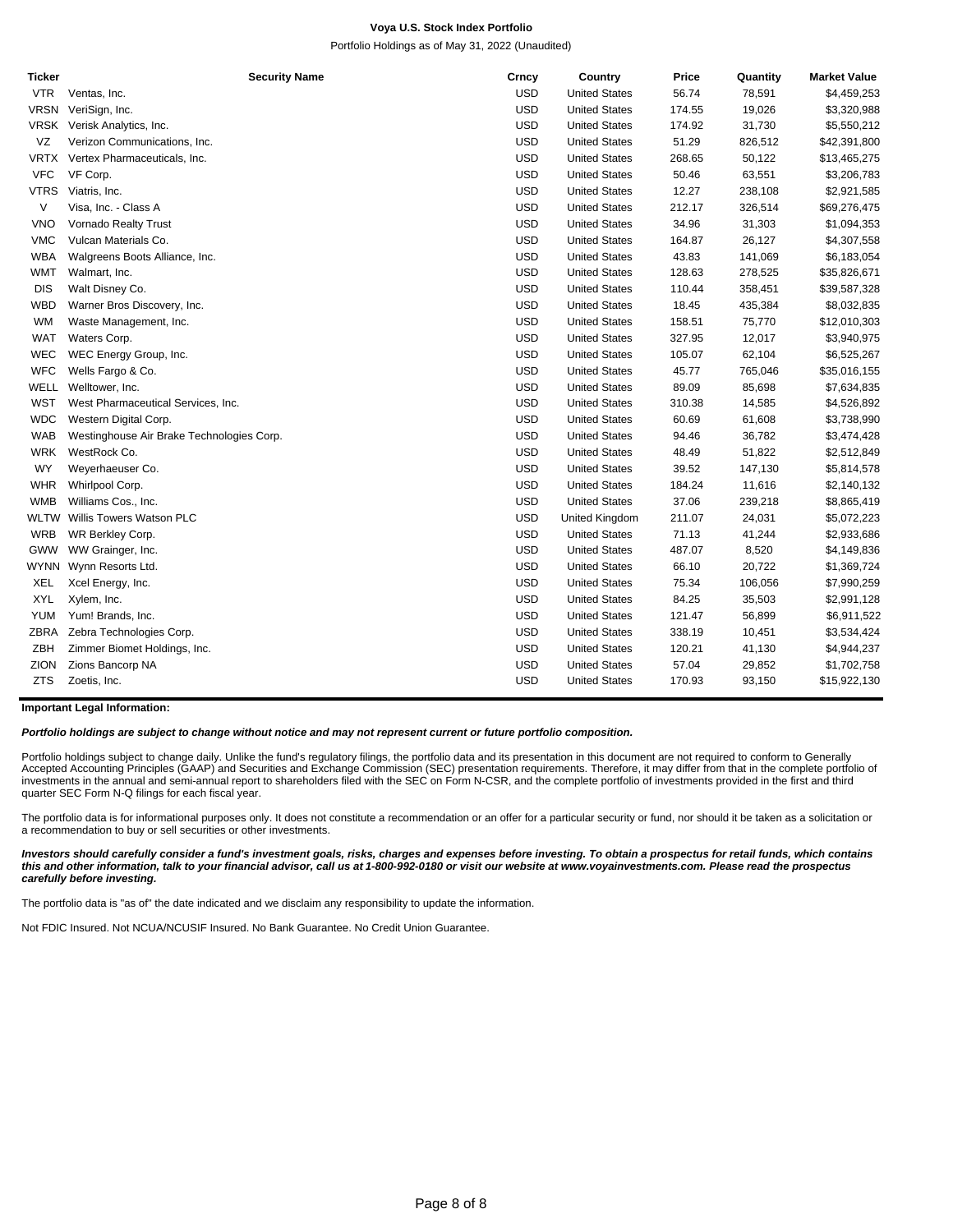# Voya U.S. Stock Index Portfolio

Portfolio Holdings as of May 31, 2022 (Unaudited)

| Ticker | Security Name | Crncy | Country | Price | Quantity | Market Value |
|---|---|---|---|---|---|---|
| VTR | Ventas, Inc. | USD | United States | 56.74 | 78,591 | $4,459,253 |
| VRSN | VeriSign, Inc. | USD | United States | 174.55 | 19,026 | $3,320,988 |
| VRSK | Verisk Analytics, Inc. | USD | United States | 174.92 | 31,730 | $5,550,212 |
| VZ | Verizon Communications, Inc. | USD | United States | 51.29 | 826,512 | $42,391,800 |
| VRTX | Vertex Pharmaceuticals, Inc. | USD | United States | 268.65 | 50,122 | $13,465,275 |
| VFC | VF Corp. | USD | United States | 50.46 | 63,551 | $3,206,783 |
| VTRS | Viatris, Inc. | USD | United States | 12.27 | 238,108 | $2,921,585 |
| V | Visa, Inc. - Class A | USD | United States | 212.17 | 326,514 | $69,276,475 |
| VNO | Vornado Realty Trust | USD | United States | 34.96 | 31,303 | $1,094,353 |
| VMC | Vulcan Materials Co. | USD | United States | 164.87 | 26,127 | $4,307,558 |
| WBA | Walgreens Boots Alliance, Inc. | USD | United States | 43.83 | 141,069 | $6,183,054 |
| WMT | Walmart, Inc. | USD | United States | 128.63 | 278,525 | $35,826,671 |
| DIS | Walt Disney Co. | USD | United States | 110.44 | 358,451 | $39,587,328 |
| WBD | Warner Bros Discovery, Inc. | USD | United States | 18.45 | 435,384 | $8,032,835 |
| WM | Waste Management, Inc. | USD | United States | 158.51 | 75,770 | $12,010,303 |
| WAT | Waters Corp. | USD | United States | 327.95 | 12,017 | $3,940,975 |
| WEC | WEC Energy Group, Inc. | USD | United States | 105.07 | 62,104 | $6,525,267 |
| WFC | Wells Fargo & Co. | USD | United States | 45.77 | 765,046 | $35,016,155 |
| WELL | Welltower, Inc. | USD | United States | 89.09 | 85,698 | $7,634,835 |
| WST | West Pharmaceutical Services, Inc. | USD | United States | 310.38 | 14,585 | $4,526,892 |
| WDC | Western Digital Corp. | USD | United States | 60.69 | 61,608 | $3,738,990 |
| WAB | Westinghouse Air Brake Technologies Corp. | USD | United States | 94.46 | 36,782 | $3,474,428 |
| WRK | WestRock Co. | USD | United States | 48.49 | 51,822 | $2,512,849 |
| WY | Weyerhaeuser Co. | USD | United States | 39.52 | 147,130 | $5,814,578 |
| WHR | Whirlpool Corp. | USD | United States | 184.24 | 11,616 | $2,140,132 |
| WMB | Williams Cos., Inc. | USD | United States | 37.06 | 239,218 | $8,865,419 |
| WLTW | Willis Towers Watson PLC | USD | United Kingdom | 211.07 | 24,031 | $5,072,223 |
| WRB | WR Berkley Corp. | USD | United States | 71.13 | 41,244 | $2,933,686 |
| GWW | WW Grainger, Inc. | USD | United States | 487.07 | 8,520 | $4,149,836 |
| WYNN | Wynn Resorts Ltd. | USD | United States | 66.10 | 20,722 | $1,369,724 |
| XEL | Xcel Energy, Inc. | USD | United States | 75.34 | 106,056 | $7,990,259 |
| XYL | Xylem, Inc. | USD | United States | 84.25 | 35,503 | $2,991,128 |
| YUM | Yum! Brands, Inc. | USD | United States | 121.47 | 56,899 | $6,911,522 |
| ZBRA | Zebra Technologies Corp. | USD | United States | 338.19 | 10,451 | $3,534,424 |
| ZBH | Zimmer Biomet Holdings, Inc. | USD | United States | 120.21 | 41,130 | $4,944,237 |
| ZION | Zions Bancorp NA | USD | United States | 57.04 | 29,852 | $1,702,758 |
| ZTS | Zoetis, Inc. | USD | United States | 170.93 | 93,150 | $15,922,130 |

**Important Legal Information:**

***Portfolio holdings are subject to change without notice and may not represent current or future portfolio composition.***

Portfolio holdings subject to change daily. Unlike the fund's regulatory filings, the portfolio data and its presentation in this document are not required to conform to Generally Accepted Accounting Principles (GAAP) and Securities and Exchange Commission (SEC) presentation requirements. Therefore, it may differ from that in the complete portfolio of investments in the annual and semi-annual report to shareholders filed with the SEC on Form N-CSR, and the complete portfolio of investments provided in the first and third quarter SEC Form N-Q filings for each fiscal year.

The portfolio data is for informational purposes only. It does not constitute a recommendation or an offer for a particular security or fund, nor should it be taken as a solicitation or a recommendation to buy or sell securities or other investments.

***Investors should carefully consider a fund's investment goals, risks, charges and expenses before investing. To obtain a prospectus for retail funds, which contains this and other information, talk to your financial advisor, call us at 1-800-992-0180 or visit our website at www.voyainvestments.com. Please read the prospectus carefully before investing.***

The portfolio data is "as of" the date indicated and we disclaim any responsibility to update the information.

Not FDIC Insured. Not NCUA/NCUSIF Insured. No Bank Guarantee. No Credit Union Guarantee.